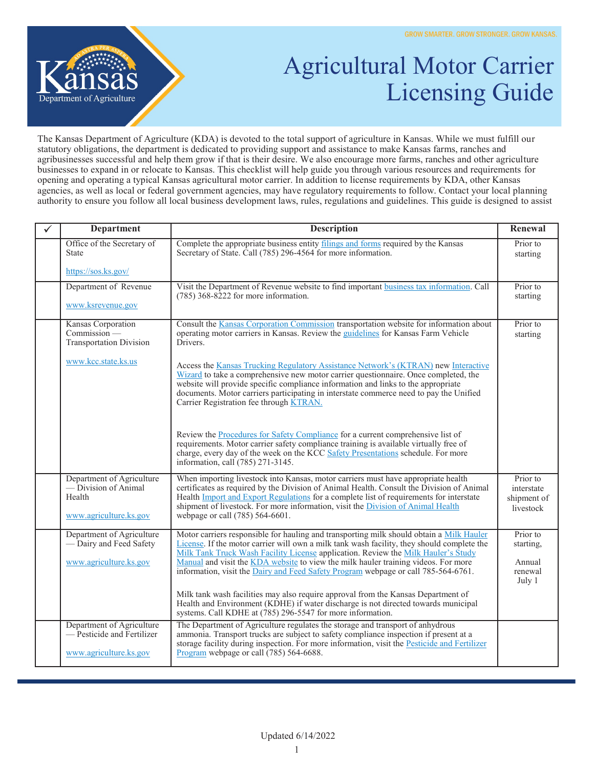GROW SMARTER. GROW STRONGER. GROW KANSAS.

# Agricultural Motor Carrier Licensing Guide

The Kansas Department of Agriculture (KDA) is devoted to the total support of agriculture in Kansas. While we must fulfill our statutory obligations, the department is dedicated to providing support and assistance to make Kansas farms, ranches and agribusinesses successful and help them grow if that is their desire. We also encourage more farms, ranches and other agriculture businesses to expand in or relocate to Kansas. This checklist will help guide you through various resources and requirements for opening and operating a typical Kansas agricultural motor carrier. In addition to license requirements by KDA, other Kansas agencies, as well as local or federal government agencies, may have regulatory requirements to follow. Contact your local planning authority to ensure you follow all local business development laws, rules, regulations and guidelines. This guide is designed to assist

| ✓ | Department | Description | Renewal |
|---|---|---|---|
| | Office of the Secretary of State<br><br>https://sos.ks.gov/ | Complete the appropriate business entity filings and forms required by the Kansas Secretary of State. Call (785) 296-4564 for more information. | Prior to starting |
| | Department of Revenue<br><br>www.ksrevenue.gov | Visit the Department of Revenue website to find important business tax information. Call (785) 368-8222 for more information. | Prior to starting |
| | Kansas Corporation Commission — Transportation Division<br><br>www.kcc.state.ks.us | Consult the Kansas Corporation Commission transportation website for information about operating motor carriers in Kansas. Review the guidelines for Kansas Farm Vehicle Drivers.<br><br>Access the Kansas Trucking Regulatory Assistance Network's (KTRAN) new Interactive Wizard to take a comprehensive new motor carrier questionnaire. Once completed, the website will provide specific compliance information and links to the appropriate documents. Motor carriers participating in interstate commerce need to pay the Unified Carrier Registration fee through KTRAN.<br><br>Review the Procedures for Safety Compliance for a current comprehensive list of requirements. Motor carrier safety compliance training is available virtually free of charge, every day of the week on the KCC Safety Presentations schedule. For more information, call (785) 271-3145. | Prior to starting |
| | Department of Agriculture — Division of Animal Health<br><br>www.agriculture.ks.gov | When importing livestock into Kansas, motor carriers must have appropriate health certificates as required by the Division of Animal Health. Consult the Division of Animal Health Import and Export Regulations for a complete list of requirements for interstate shipment of livestock. For more information, visit the Division of Animal Health webpage or call (785) 564-6601. | Prior to interstate shipment of livestock |
| | Department of Agriculture — Dairy and Feed Safety<br><br>www.agriculture.ks.gov | Motor carriers responsible for hauling and transporting milk should obtain a Milk Hauler License. If the motor carrier will own a milk tank wash facility, they should complete the Milk Tank Truck Wash Facility License application. Review the Milk Hauler's Study Manual and visit the KDA website to view the milk hauler training videos. For more information, visit the Dairy and Feed Safety Program webpage or call 785-564-6761.<br><br>Milk tank wash facilities may also require approval from the Kansas Department of Health and Environment (KDHE) if water discharge is not directed towards municipal systems. Call KDHE at (785) 296-5547 for more information. | Prior to starting,<br><br>Annual renewal July 1 |
| | Department of Agriculture — Pesticide and Fertilizer<br><br>www.agriculture.ks.gov | The Department of Agriculture regulates the storage and transport of anhydrous ammonia. Transport trucks are subject to safety compliance inspection if present at a storage facility during inspection. For more information, visit the Pesticide and Fertilizer Program webpage or call (785) 564-6688. | |

Updated 6/14/2022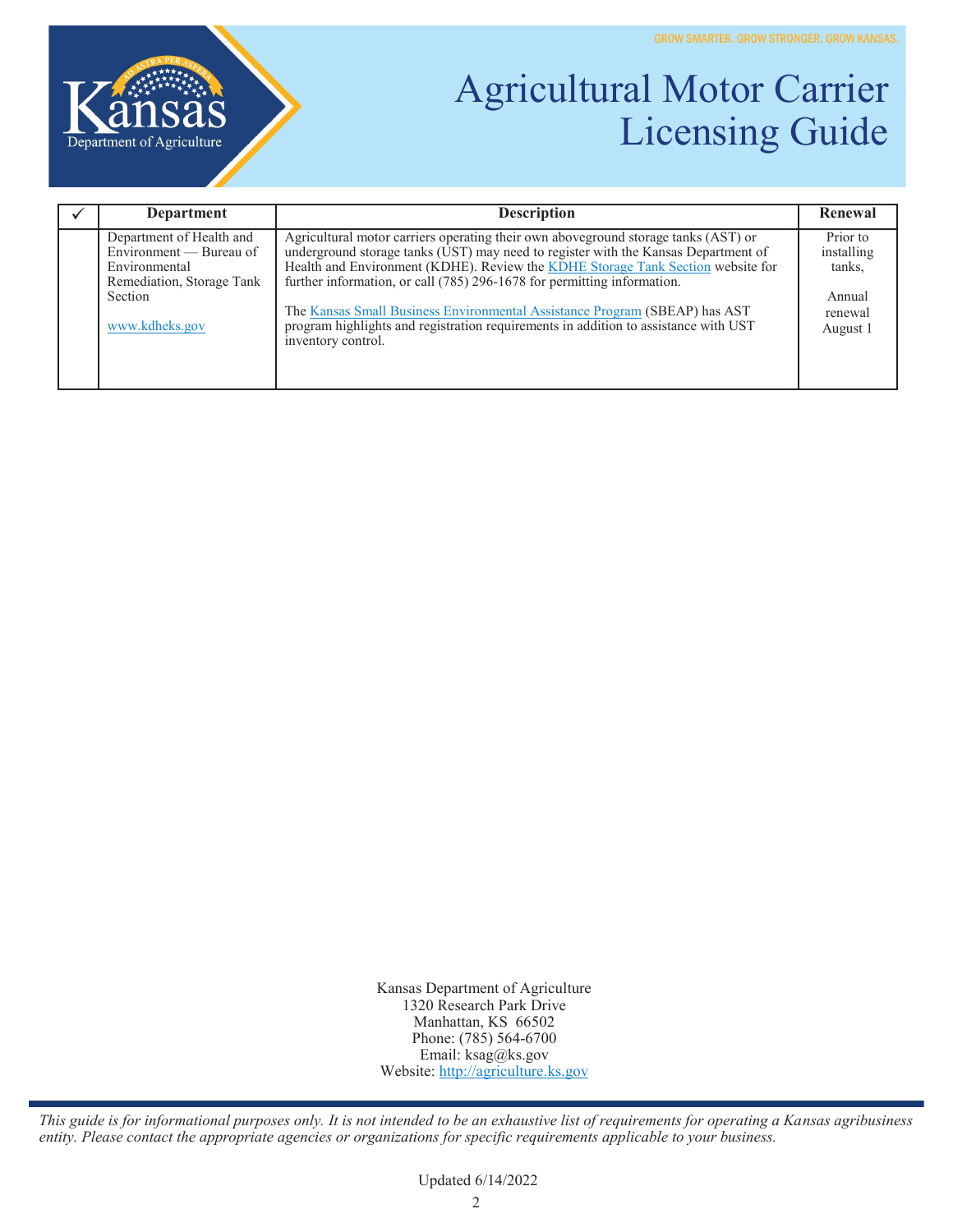GROW SMARTER. GROW STRONGER. GROW KANSAS.

# Agricultural Motor Carrier Licensing Guide

| ✓ | Department | Description | Renewal |
|---|---|---|---|
| | Department of Health and Environment — Bureau of Environmental Remediation, Storage Tank Section<br><br>www.kdheks.gov | Agricultural motor carriers operating their own aboveground storage tanks (AST) or underground storage tanks (UST) may need to register with the Kansas Department of Health and Environment (KDHE). Review the KDHE Storage Tank Section website for further information, or call (785) 296-1678 for permitting information.<br><br>The Kansas Small Business Environmental Assistance Program (SBEAP) has AST program highlights and registration requirements in addition to assistance with UST inventory control. | Prior to installing tanks,<br><br>Annual renewal August 1 |

Kansas Department of Agriculture
1320 Research Park Drive
Manhattan, KS 66502
Phone: (785) 564-6700
Email: ksag@ks.gov
Website: http://agriculture.ks.gov

*This guide is for informational purposes only. It is not intended to be an exhaustive list of requirements for operating a Kansas agribusiness entity. Please contact the appropriate agencies or organizations for specific requirements applicable to your business.*

Updated 6/14/2022